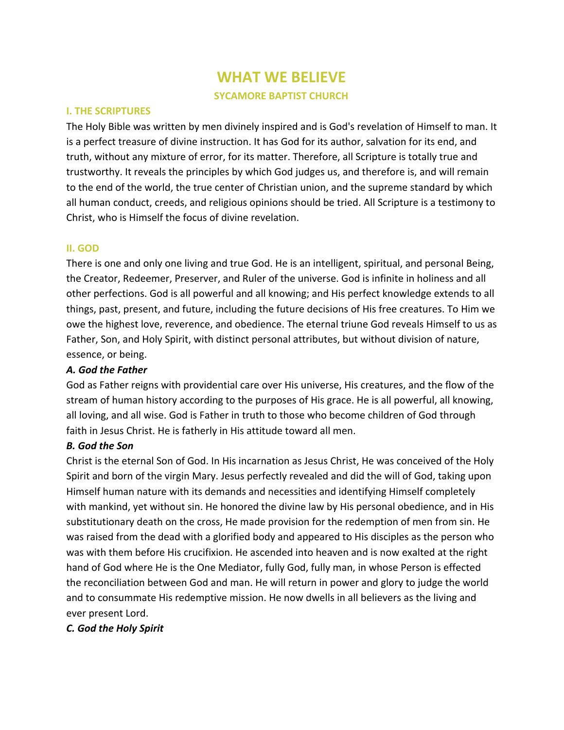# WHAT WE BELIEVE

## SYCAMORE BAPTIST CHURCH

### I. THE SCRIPTURES

The Holy Bible was written by men divinely inspired and is God's revelation of Himself to man. It is a perfect treasure of divine instruction. It has God for its author, salvation for its end, and truth, without any mixture of error, for its matter. Therefore, all Scripture is totally true and trustworthy. It reveals the principles by which God judges us, and therefore is, and will remain to the end of the world, the true center of Christian union, and the supreme standard by which all human conduct, creeds, and religious opinions should be tried. All Scripture is a testimony to Christ, who is Himself the focus of divine revelation.

### II. GOD

There is one and only one living and true God. He is an intelligent, spiritual, and personal Being, the Creator, Redeemer, Preserver, and Ruler of the universe. God is infinite in holiness and all other perfections. God is all powerful and all knowing; and His perfect knowledge extends to all things, past, present, and future, including the future decisions of His free creatures. To Him we owe the highest love, reverence, and obedience. The eternal triune God reveals Himself to us as Father, Son, and Holy Spirit, with distinct personal attributes, but without division of nature, essence, or being.

***A. God the Father***

God as Father reigns with providential care over His universe, His creatures, and the flow of the stream of human history according to the purposes of His grace. He is all powerful, all knowing, all loving, and all wise. God is Father in truth to those who become children of God through faith in Jesus Christ. He is fatherly in His attitude toward all men.

***B. God the Son***

Christ is the eternal Son of God. In His incarnation as Jesus Christ, He was conceived of the Holy Spirit and born of the virgin Mary. Jesus perfectly revealed and did the will of God, taking upon Himself human nature with its demands and necessities and identifying Himself completely with mankind, yet without sin. He honored the divine law by His personal obedience, and in His substitutionary death on the cross, He made provision for the redemption of men from sin. He was raised from the dead with a glorified body and appeared to His disciples as the person who was with them before His crucifixion. He ascended into heaven and is now exalted at the right hand of God where He is the One Mediator, fully God, fully man, in whose Person is effected the reconciliation between God and man. He will return in power and glory to judge the world and to consummate His redemptive mission. He now dwells in all believers as the living and ever present Lord.

***C. God the Holy Spirit***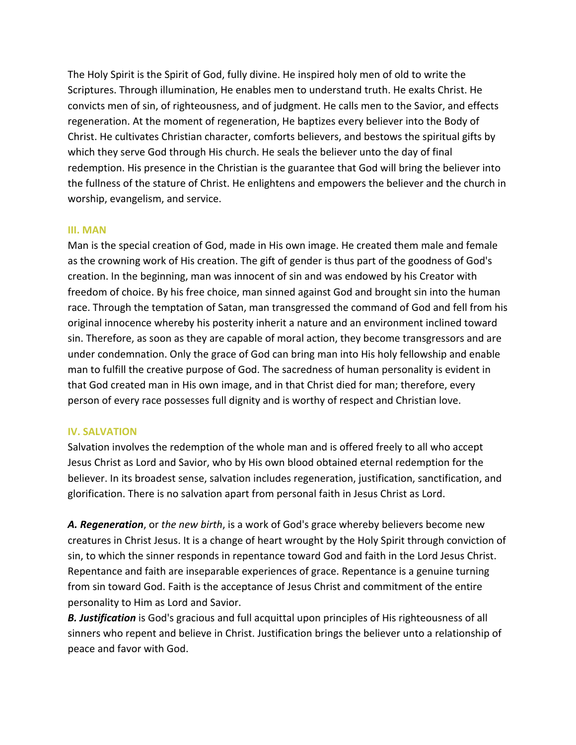The Holy Spirit is the Spirit of God, fully divine. He inspired holy men of old to write the Scriptures. Through illumination, He enables men to understand truth. He exalts Christ. He convicts men of sin, of righteousness, and of judgment. He calls men to the Savior, and effects regeneration. At the moment of regeneration, He baptizes every believer into the Body of Christ. He cultivates Christian character, comforts believers, and bestows the spiritual gifts by which they serve God through His church. He seals the believer unto the day of final redemption. His presence in the Christian is the guarantee that God will bring the believer into the fullness of the stature of Christ. He enlightens and empowers the believer and the church in worship, evangelism, and service.

## III. MAN

Man is the special creation of God, made in His own image. He created them male and female as the crowning work of His creation. The gift of gender is thus part of the goodness of God's creation. In the beginning, man was innocent of sin and was endowed by his Creator with freedom of choice. By his free choice, man sinned against God and brought sin into the human race. Through the temptation of Satan, man transgressed the command of God and fell from his original innocence whereby his posterity inherit a nature and an environment inclined toward sin. Therefore, as soon as they are capable of moral action, they become transgressors and are under condemnation. Only the grace of God can bring man into His holy fellowship and enable man to fulfill the creative purpose of God. The sacredness of human personality is evident in that God created man in His own image, and in that Christ died for man; therefore, every person of every race possesses full dignity and is worthy of respect and Christian love.

## IV. SALVATION

Salvation involves the redemption of the whole man and is offered freely to all who accept Jesus Christ as Lord and Savior, who by His own blood obtained eternal redemption for the believer. In its broadest sense, salvation includes regeneration, justification, sanctification, and glorification. There is no salvation apart from personal faith in Jesus Christ as Lord.

***A. Regeneration***, or *the new birth*, is a work of God's grace whereby believers become new creatures in Christ Jesus. It is a change of heart wrought by the Holy Spirit through conviction of sin, to which the sinner responds in repentance toward God and faith in the Lord Jesus Christ. Repentance and faith are inseparable experiences of grace. Repentance is a genuine turning from sin toward God. Faith is the acceptance of Jesus Christ and commitment of the entire personality to Him as Lord and Savior.

***B. Justification*** is God's gracious and full acquittal upon principles of His righteousness of all sinners who repent and believe in Christ. Justification brings the believer unto a relationship of peace and favor with God.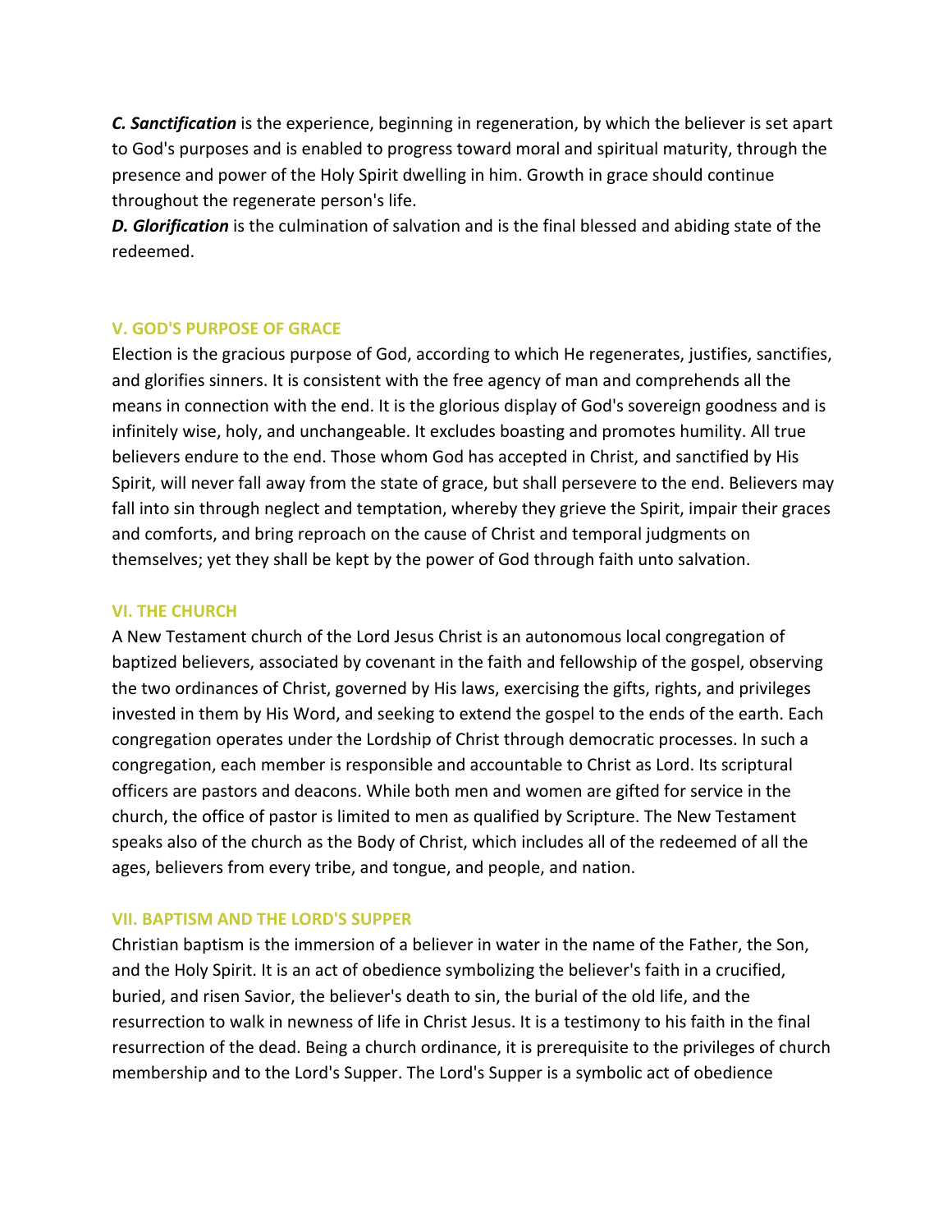***C. Sanctification*** is the experience, beginning in regeneration, by which the believer is set apart to God's purposes and is enabled to progress toward moral and spiritual maturity, through the presence and power of the Holy Spirit dwelling in him. Growth in grace should continue throughout the regenerate person's life.

***D. Glorification*** is the culmination of salvation and is the final blessed and abiding state of the redeemed.

## V. GOD'S PURPOSE OF GRACE

Election is the gracious purpose of God, according to which He regenerates, justifies, sanctifies, and glorifies sinners. It is consistent with the free agency of man and comprehends all the means in connection with the end. It is the glorious display of God's sovereign goodness and is infinitely wise, holy, and unchangeable. It excludes boasting and promotes humility. All true believers endure to the end. Those whom God has accepted in Christ, and sanctified by His Spirit, will never fall away from the state of grace, but shall persevere to the end. Believers may fall into sin through neglect and temptation, whereby they grieve the Spirit, impair their graces and comforts, and bring reproach on the cause of Christ and temporal judgments on themselves; yet they shall be kept by the power of God through faith unto salvation.

## VI. THE CHURCH

A New Testament church of the Lord Jesus Christ is an autonomous local congregation of baptized believers, associated by covenant in the faith and fellowship of the gospel, observing the two ordinances of Christ, governed by His laws, exercising the gifts, rights, and privileges invested in them by His Word, and seeking to extend the gospel to the ends of the earth. Each congregation operates under the Lordship of Christ through democratic processes. In such a congregation, each member is responsible and accountable to Christ as Lord. Its scriptural officers are pastors and deacons. While both men and women are gifted for service in the church, the office of pastor is limited to men as qualified by Scripture. The New Testament speaks also of the church as the Body of Christ, which includes all of the redeemed of all the ages, believers from every tribe, and tongue, and people, and nation.

## VII. BAPTISM AND THE LORD'S SUPPER

Christian baptism is the immersion of a believer in water in the name of the Father, the Son, and the Holy Spirit. It is an act of obedience symbolizing the believer's faith in a crucified, buried, and risen Savior, the believer's death to sin, the burial of the old life, and the resurrection to walk in newness of life in Christ Jesus. It is a testimony to his faith in the final resurrection of the dead. Being a church ordinance, it is prerequisite to the privileges of church membership and to the Lord's Supper. The Lord's Supper is a symbolic act of obedience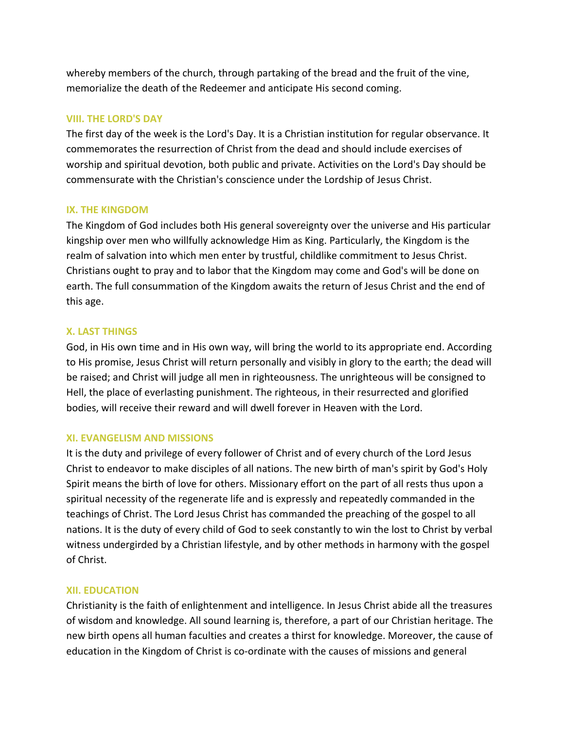whereby members of the church, through partaking of the bread and the fruit of the vine, memorialize the death of the Redeemer and anticipate His second coming.

### VIII. THE LORD'S DAY

The first day of the week is the Lord's Day. It is a Christian institution for regular observance. It commemorates the resurrection of Christ from the dead and should include exercises of worship and spiritual devotion, both public and private. Activities on the Lord's Day should be commensurate with the Christian's conscience under the Lordship of Jesus Christ.

### IX. THE KINGDOM

The Kingdom of God includes both His general sovereignty over the universe and His particular kingship over men who willfully acknowledge Him as King. Particularly, the Kingdom is the realm of salvation into which men enter by trustful, childlike commitment to Jesus Christ. Christians ought to pray and to labor that the Kingdom may come and God's will be done on earth. The full consummation of the Kingdom awaits the return of Jesus Christ and the end of this age.

### X. LAST THINGS

God, in His own time and in His own way, will bring the world to its appropriate end. According to His promise, Jesus Christ will return personally and visibly in glory to the earth; the dead will be raised; and Christ will judge all men in righteousness. The unrighteous will be consigned to Hell, the place of everlasting punishment. The righteous, in their resurrected and glorified bodies, will receive their reward and will dwell forever in Heaven with the Lord.

### XI. EVANGELISM AND MISSIONS

It is the duty and privilege of every follower of Christ and of every church of the Lord Jesus Christ to endeavor to make disciples of all nations. The new birth of man's spirit by God's Holy Spirit means the birth of love for others. Missionary effort on the part of all rests thus upon a spiritual necessity of the regenerate life and is expressly and repeatedly commanded in the teachings of Christ. The Lord Jesus Christ has commanded the preaching of the gospel to all nations. It is the duty of every child of God to seek constantly to win the lost to Christ by verbal witness undergirded by a Christian lifestyle, and by other methods in harmony with the gospel of Christ.

### XII. EDUCATION

Christianity is the faith of enlightenment and intelligence. In Jesus Christ abide all the treasures of wisdom and knowledge. All sound learning is, therefore, a part of our Christian heritage. The new birth opens all human faculties and creates a thirst for knowledge. Moreover, the cause of education in the Kingdom of Christ is co-ordinate with the causes of missions and general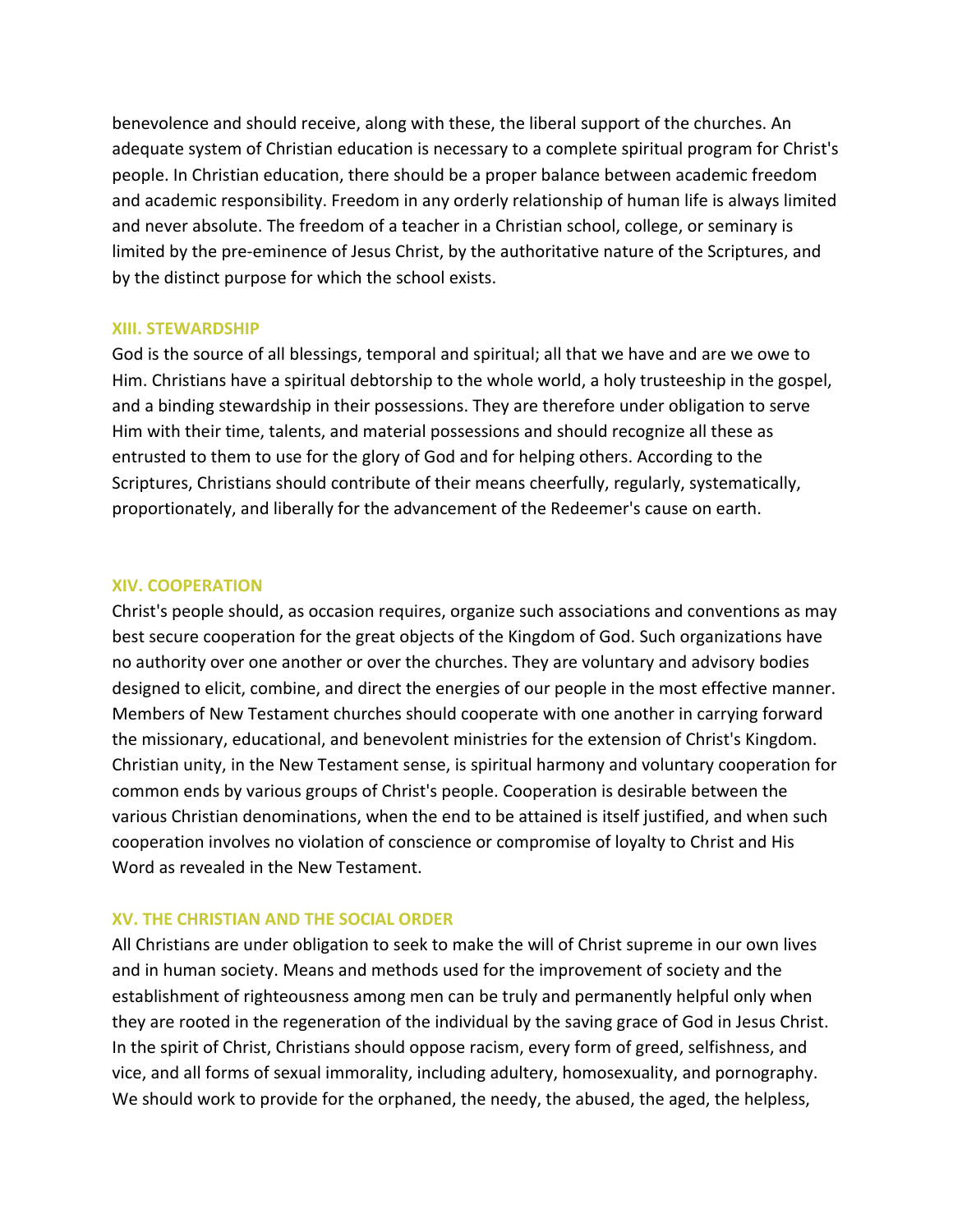benevolence and should receive, along with these, the liberal support of the churches. An adequate system of Christian education is necessary to a complete spiritual program for Christ's people. In Christian education, there should be a proper balance between academic freedom and academic responsibility. Freedom in any orderly relationship of human life is always limited and never absolute. The freedom of a teacher in a Christian school, college, or seminary is limited by the pre-eminence of Jesus Christ, by the authoritative nature of the Scriptures, and by the distinct purpose for which the school exists.

### XIII. STEWARDSHIP

God is the source of all blessings, temporal and spiritual; all that we have and are we owe to Him. Christians have a spiritual debtorship to the whole world, a holy trusteeship in the gospel, and a binding stewardship in their possessions. They are therefore under obligation to serve Him with their time, talents, and material possessions and should recognize all these as entrusted to them to use for the glory of God and for helping others. According to the Scriptures, Christians should contribute of their means cheerfully, regularly, systematically, proportionately, and liberally for the advancement of the Redeemer's cause on earth.

### XIV. COOPERATION

Christ's people should, as occasion requires, organize such associations and conventions as may best secure cooperation for the great objects of the Kingdom of God. Such organizations have no authority over one another or over the churches. They are voluntary and advisory bodies designed to elicit, combine, and direct the energies of our people in the most effective manner. Members of New Testament churches should cooperate with one another in carrying forward the missionary, educational, and benevolent ministries for the extension of Christ's Kingdom. Christian unity, in the New Testament sense, is spiritual harmony and voluntary cooperation for common ends by various groups of Christ's people. Cooperation is desirable between the various Christian denominations, when the end to be attained is itself justified, and when such cooperation involves no violation of conscience or compromise of loyalty to Christ and His Word as revealed in the New Testament.

### XV. THE CHRISTIAN AND THE SOCIAL ORDER

All Christians are under obligation to seek to make the will of Christ supreme in our own lives and in human society. Means and methods used for the improvement of society and the establishment of righteousness among men can be truly and permanently helpful only when they are rooted in the regeneration of the individual by the saving grace of God in Jesus Christ. In the spirit of Christ, Christians should oppose racism, every form of greed, selfishness, and vice, and all forms of sexual immorality, including adultery, homosexuality, and pornography. We should work to provide for the orphaned, the needy, the abused, the aged, the helpless,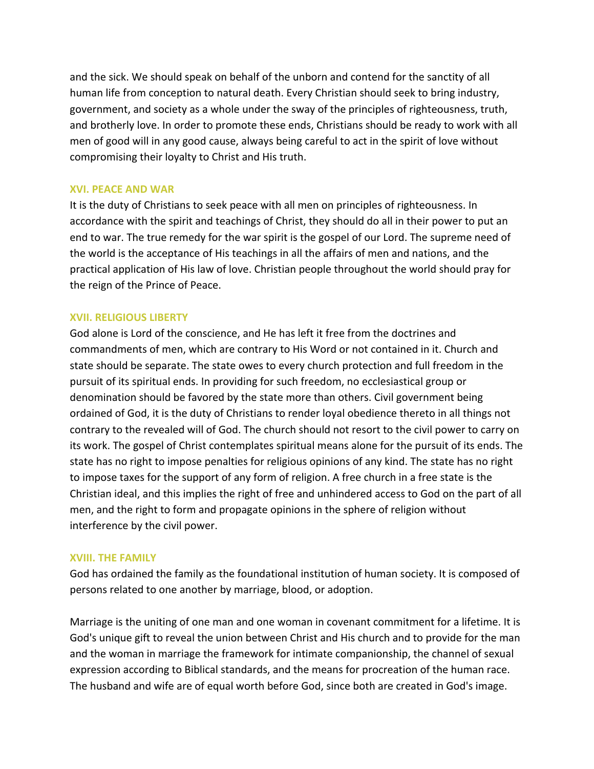and the sick. We should speak on behalf of the unborn and contend for the sanctity of all human life from conception to natural death. Every Christian should seek to bring industry, government, and society as a whole under the sway of the principles of righteousness, truth, and brotherly love. In order to promote these ends, Christians should be ready to work with all men of good will in any good cause, always being careful to act in the spirit of love without compromising their loyalty to Christ and His truth.

### XVI. PEACE AND WAR

It is the duty of Christians to seek peace with all men on principles of righteousness. In accordance with the spirit and teachings of Christ, they should do all in their power to put an end to war. The true remedy for the war spirit is the gospel of our Lord. The supreme need of the world is the acceptance of His teachings in all the affairs of men and nations, and the practical application of His law of love. Christian people throughout the world should pray for the reign of the Prince of Peace.

### XVII. RELIGIOUS LIBERTY

God alone is Lord of the conscience, and He has left it free from the doctrines and commandments of men, which are contrary to His Word or not contained in it. Church and state should be separate. The state owes to every church protection and full freedom in the pursuit of its spiritual ends. In providing for such freedom, no ecclesiastical group or denomination should be favored by the state more than others. Civil government being ordained of God, it is the duty of Christians to render loyal obedience thereto in all things not contrary to the revealed will of God. The church should not resort to the civil power to carry on its work. The gospel of Christ contemplates spiritual means alone for the pursuit of its ends. The state has no right to impose penalties for religious opinions of any kind. The state has no right to impose taxes for the support of any form of religion. A free church in a free state is the Christian ideal, and this implies the right of free and unhindered access to God on the part of all men, and the right to form and propagate opinions in the sphere of religion without interference by the civil power.

### XVIII. THE FAMILY

God has ordained the family as the foundational institution of human society. It is composed of persons related to one another by marriage, blood, or adoption.

Marriage is the uniting of one man and one woman in covenant commitment for a lifetime. It is God's unique gift to reveal the union between Christ and His church and to provide for the man and the woman in marriage the framework for intimate companionship, the channel of sexual expression according to Biblical standards, and the means for procreation of the human race. The husband and wife are of equal worth before God, since both are created in God's image.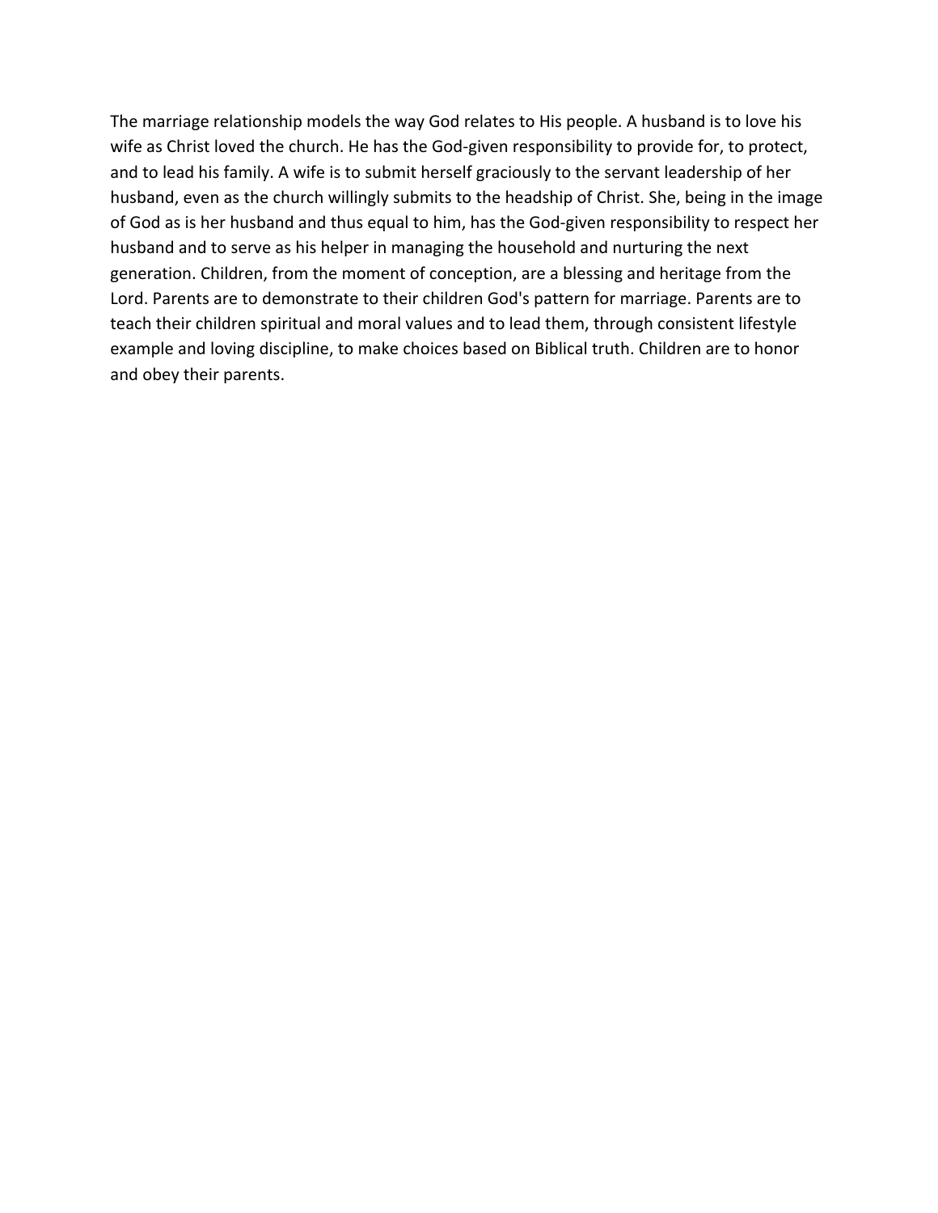The marriage relationship models the way God relates to His people. A husband is to love his wife as Christ loved the church. He has the God-given responsibility to provide for, to protect, and to lead his family. A wife is to submit herself graciously to the servant leadership of her husband, even as the church willingly submits to the headship of Christ. She, being in the image of God as is her husband and thus equal to him, has the God-given responsibility to respect her husband and to serve as his helper in managing the household and nurturing the next generation. Children, from the moment of conception, are a blessing and heritage from the Lord. Parents are to demonstrate to their children God's pattern for marriage. Parents are to teach their children spiritual and moral values and to lead them, through consistent lifestyle example and loving discipline, to make choices based on Biblical truth. Children are to honor and obey their parents.